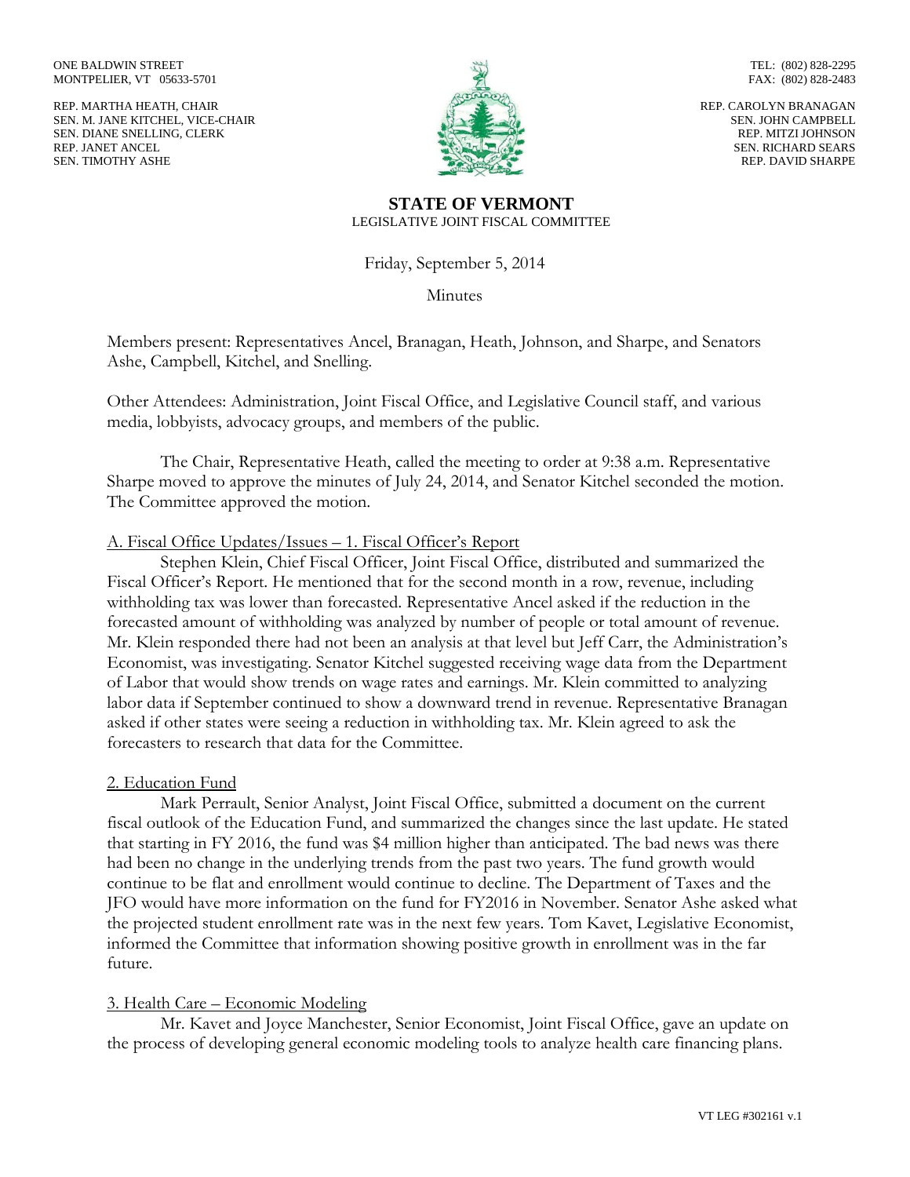ONE BALDWIN STREET
MONTPELIER, VT 05633-5701

TEL: (802) 828-2295
FAX: (802) 828-2483

REP. MARTHA HEATH, CHAIR
SEN. M. JANE KITCHEL, VICE-CHAIR
SEN. DIANE SNELLING, CLERK
REP. JANET ANCEL
SEN. TIMOTHY ASHE

REP. CAROLYN BRANAGAN
SEN. JOHN CAMPBELL
REP. MITZI JOHNSON
SEN. RICHARD SEARS
REP. DAVID SHARPE

**STATE OF VERMONT**
LEGISLATIVE JOINT FISCAL COMMITTEE

Friday, September 5, 2014

Minutes

Members present: Representatives Ancel, Branagan, Heath, Johnson, and Sharpe, and Senators Ashe, Campbell, Kitchel, and Snelling.

Other Attendees: Administration, Joint Fiscal Office, and Legislative Council staff, and various media, lobbyists, advocacy groups, and members of the public.

The Chair, Representative Heath, called the meeting to order at 9:38 a.m. Representative Sharpe moved to approve the minutes of July 24, 2014, and Senator Kitchel seconded the motion. The Committee approved the motion.

A. Fiscal Office Updates/Issues – 1. Fiscal Officer's Report

Stephen Klein, Chief Fiscal Officer, Joint Fiscal Office, distributed and summarized the Fiscal Officer's Report. He mentioned that for the second month in a row, revenue, including withholding tax was lower than forecasted. Representative Ancel asked if the reduction in the forecasted amount of withholding was analyzed by number of people or total amount of revenue. Mr. Klein responded there had not been an analysis at that level but Jeff Carr, the Administration's Economist, was investigating. Senator Kitchel suggested receiving wage data from the Department of Labor that would show trends on wage rates and earnings. Mr. Klein committed to analyzing labor data if September continued to show a downward trend in revenue. Representative Branagan asked if other states were seeing a reduction in withholding tax. Mr. Klein agreed to ask the forecasters to research that data for the Committee.

2. Education Fund

Mark Perrault, Senior Analyst, Joint Fiscal Office, submitted a document on the current fiscal outlook of the Education Fund, and summarized the changes since the last update. He stated that starting in FY 2016, the fund was $4 million higher than anticipated. The bad news was there had been no change in the underlying trends from the past two years. The fund growth would continue to be flat and enrollment would continue to decline. The Department of Taxes and the JFO would have more information on the fund for FY2016 in November. Senator Ashe asked what the projected student enrollment rate was in the next few years. Tom Kavet, Legislative Economist, informed the Committee that information showing positive growth in enrollment was in the far future.

3. Health Care – Economic Modeling

Mr. Kavet and Joyce Manchester, Senior Economist, Joint Fiscal Office, gave an update on the process of developing general economic modeling tools to analyze health care financing plans.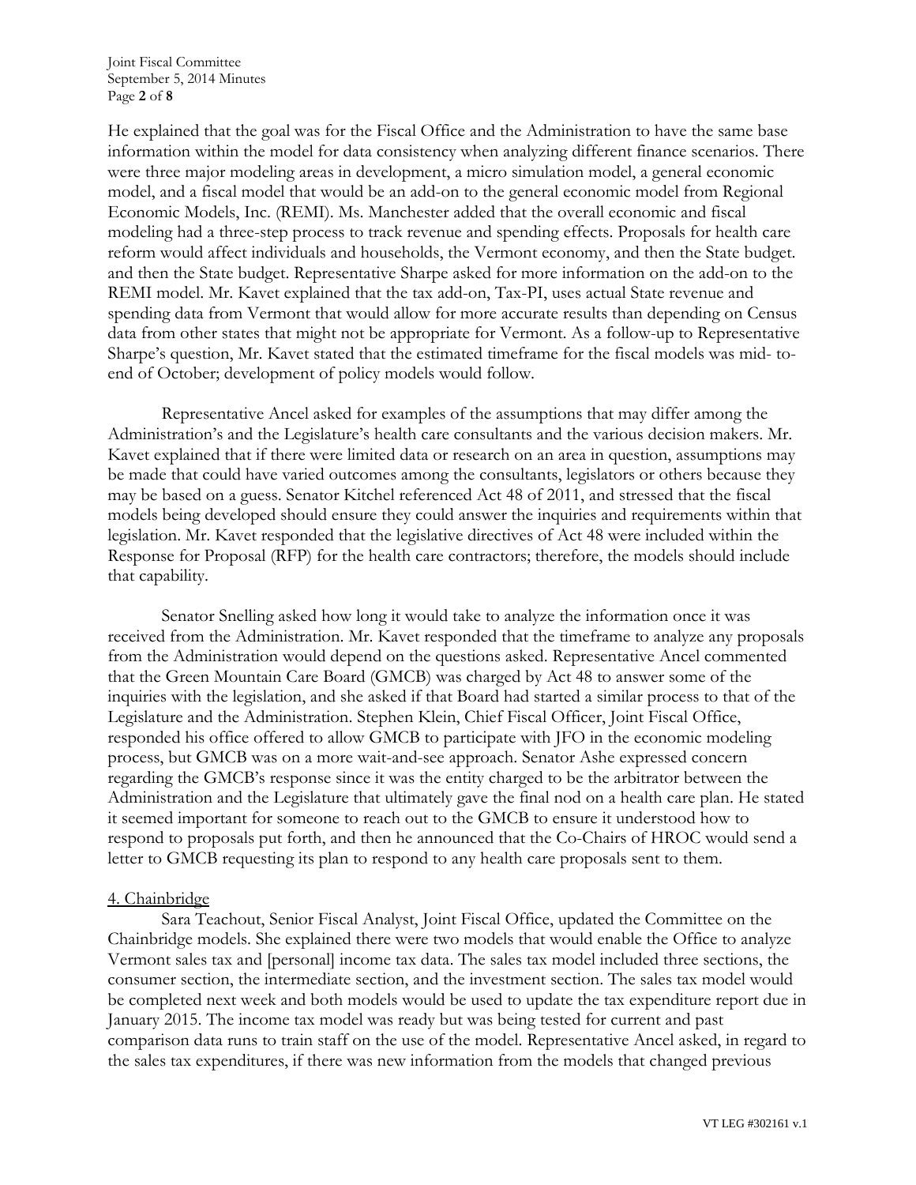He explained that the goal was for the Fiscal Office and the Administration to have the same base information within the model for data consistency when analyzing different finance scenarios. There were three major modeling areas in development, a micro simulation model, a general economic model, and a fiscal model that would be an add-on to the general economic model from Regional Economic Models, Inc. (REMI). Ms. Manchester added that the overall economic and fiscal modeling had a three-step process to track revenue and spending effects. Proposals for health care reform would affect individuals and households, the Vermont economy, and then the State budget. and then the State budget. Representative Sharpe asked for more information on the add-on to the REMI model. Mr. Kavet explained that the tax add-on, Tax-PI, uses actual State revenue and spending data from Vermont that would allow for more accurate results than depending on Census data from other states that might not be appropriate for Vermont. As a follow-up to Representative Sharpe's question, Mr. Kavet stated that the estimated timeframe for the fiscal models was mid- to-end of October; development of policy models would follow.

Representative Ancel asked for examples of the assumptions that may differ among the Administration's and the Legislature's health care consultants and the various decision makers. Mr. Kavet explained that if there were limited data or research on an area in question, assumptions may be made that could have varied outcomes among the consultants, legislators or others because they may be based on a guess. Senator Kitchel referenced Act 48 of 2011, and stressed that the fiscal models being developed should ensure they could answer the inquiries and requirements within that legislation. Mr. Kavet responded that the legislative directives of Act 48 were included within the Response for Proposal (RFP) for the health care contractors; therefore, the models should include that capability.

Senator Snelling asked how long it would take to analyze the information once it was received from the Administration. Mr. Kavet responded that the timeframe to analyze any proposals from the Administration would depend on the questions asked. Representative Ancel commented that the Green Mountain Care Board (GMCB) was charged by Act 48 to answer some of the inquiries with the legislation, and she asked if that Board had started a similar process to that of the Legislature and the Administration. Stephen Klein, Chief Fiscal Officer, Joint Fiscal Office, responded his office offered to allow GMCB to participate with JFO in the economic modeling process, but GMCB was on a more wait-and-see approach. Senator Ashe expressed concern regarding the GMCB's response since it was the entity charged to be the arbitrator between the Administration and the Legislature that ultimately gave the final nod on a health care plan. He stated it seemed important for someone to reach out to the GMCB to ensure it understood how to respond to proposals put forth, and then he announced that the Co-Chairs of HROC would send a letter to GMCB requesting its plan to respond to any health care proposals sent to them.

4. Chainbridge

Sara Teachout, Senior Fiscal Analyst, Joint Fiscal Office, updated the Committee on the Chainbridge models. She explained there were two models that would enable the Office to analyze Vermont sales tax and [personal] income tax data. The sales tax model included three sections, the consumer section, the intermediate section, and the investment section. The sales tax model would be completed next week and both models would be used to update the tax expenditure report due in January 2015. The income tax model was ready but was being tested for current and past comparison data runs to train staff on the use of the model. Representative Ancel asked, in regard to the sales tax expenditures, if there was new information from the models that changed previous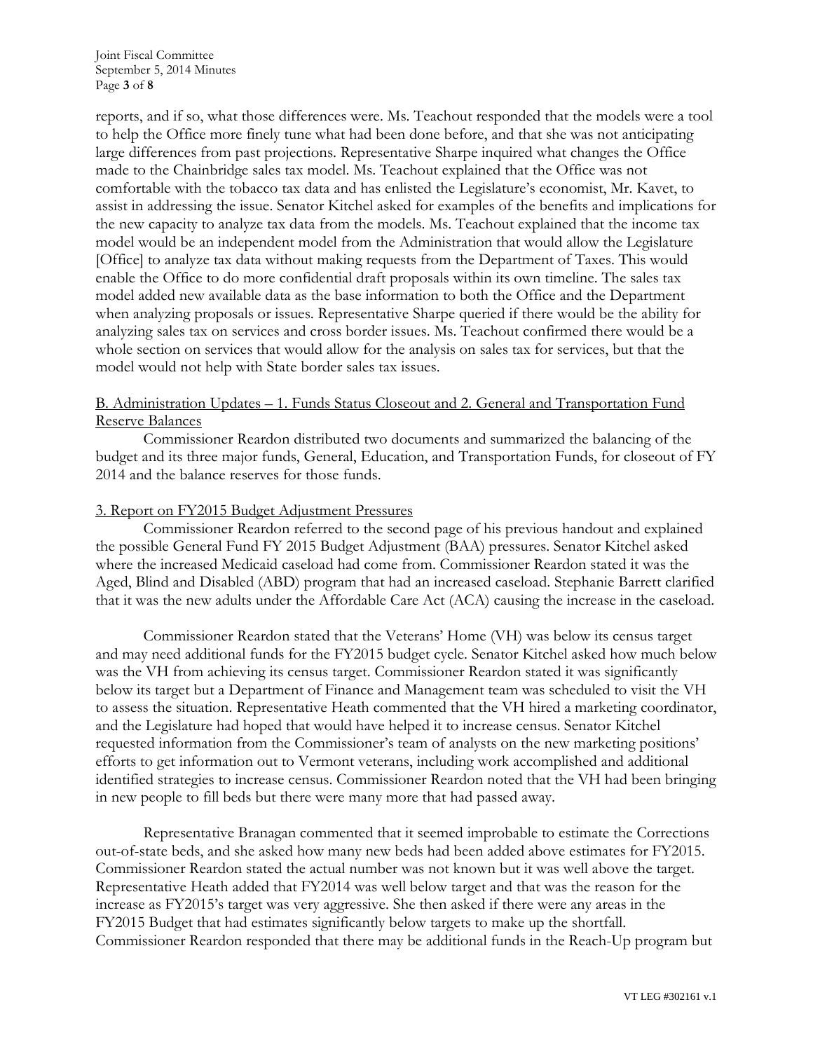reports, and if so, what those differences were. Ms. Teachout responded that the models were a tool to help the Office more finely tune what had been done before, and that she was not anticipating large differences from past projections. Representative Sharpe inquired what changes the Office made to the Chainbridge sales tax model. Ms. Teachout explained that the Office was not comfortable with the tobacco tax data and has enlisted the Legislature's economist, Mr. Kavet, to assist in addressing the issue. Senator Kitchel asked for examples of the benefits and implications for the new capacity to analyze tax data from the models. Ms. Teachout explained that the income tax model would be an independent model from the Administration that would allow the Legislature [Office] to analyze tax data without making requests from the Department of Taxes. This would enable the Office to do more confidential draft proposals within its own timeline. The sales tax model added new available data as the base information to both the Office and the Department when analyzing proposals or issues. Representative Sharpe queried if there would be the ability for analyzing sales tax on services and cross border issues. Ms. Teachout confirmed there would be a whole section on services that would allow for the analysis on sales tax for services, but that the model would not help with State border sales tax issues.

B. Administration Updates – 1. Funds Status Closeout and 2. General and Transportation Fund Reserve Balances

Commissioner Reardon distributed two documents and summarized the balancing of the budget and its three major funds, General, Education, and Transportation Funds, for closeout of FY 2014 and the balance reserves for those funds.

3. Report on FY2015 Budget Adjustment Pressures

Commissioner Reardon referred to the second page of his previous handout and explained the possible General Fund FY 2015 Budget Adjustment (BAA) pressures. Senator Kitchel asked where the increased Medicaid caseload had come from. Commissioner Reardon stated it was the Aged, Blind and Disabled (ABD) program that had an increased caseload. Stephanie Barrett clarified that it was the new adults under the Affordable Care Act (ACA) causing the increase in the caseload.

Commissioner Reardon stated that the Veterans' Home (VH) was below its census target and may need additional funds for the FY2015 budget cycle. Senator Kitchel asked how much below was the VH from achieving its census target. Commissioner Reardon stated it was significantly below its target but a Department of Finance and Management team was scheduled to visit the VH to assess the situation. Representative Heath commented that the VH hired a marketing coordinator, and the Legislature had hoped that would have helped it to increase census. Senator Kitchel requested information from the Commissioner's team of analysts on the new marketing positions' efforts to get information out to Vermont veterans, including work accomplished and additional identified strategies to increase census. Commissioner Reardon noted that the VH had been bringing in new people to fill beds but there were many more that had passed away.

Representative Branagan commented that it seemed improbable to estimate the Corrections out-of-state beds, and she asked how many new beds had been added above estimates for FY2015. Commissioner Reardon stated the actual number was not known but it was well above the target. Representative Heath added that FY2014 was well below target and that was the reason for the increase as FY2015's target was very aggressive. She then asked if there were any areas in the FY2015 Budget that had estimates significantly below targets to make up the shortfall. Commissioner Reardon responded that there may be additional funds in the Reach-Up program but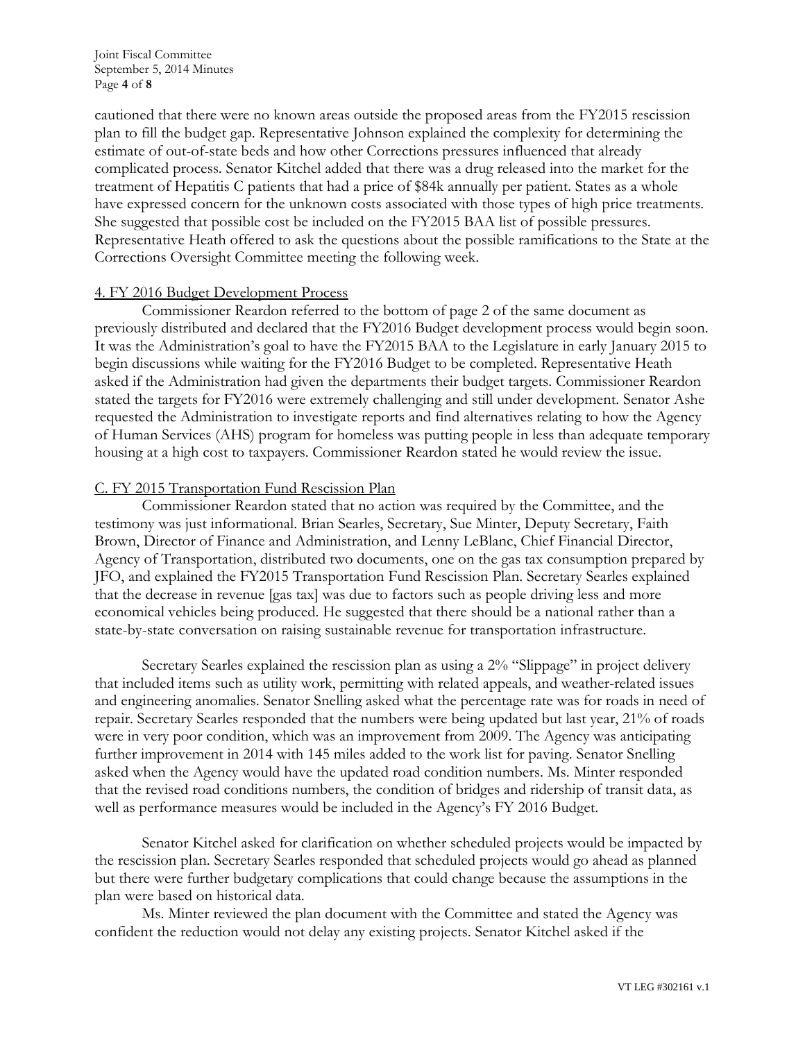cautioned that there were no known areas outside the proposed areas from the FY2015 rescission plan to fill the budget gap. Representative Johnson explained the complexity for determining the estimate of out-of-state beds and how other Corrections pressures influenced that already complicated process. Senator Kitchel added that there was a drug released into the market for the treatment of Hepatitis C patients that had a price of $84k annually per patient. States as a whole have expressed concern for the unknown costs associated with those types of high price treatments. She suggested that possible cost be included on the FY2015 BAA list of possible pressures. Representative Heath offered to ask the questions about the possible ramifications to the State at the Corrections Oversight Committee meeting the following week.

4. FY 2016 Budget Development Process

Commissioner Reardon referred to the bottom of page 2 of the same document as previously distributed and declared that the FY2016 Budget development process would begin soon. It was the Administration's goal to have the FY2015 BAA to the Legislature in early January 2015 to begin discussions while waiting for the FY2016 Budget to be completed. Representative Heath asked if the Administration had given the departments their budget targets. Commissioner Reardon stated the targets for FY2016 were extremely challenging and still under development. Senator Ashe requested the Administration to investigate reports and find alternatives relating to how the Agency of Human Services (AHS) program for homeless was putting people in less than adequate temporary housing at a high cost to taxpayers. Commissioner Reardon stated he would review the issue.

C. FY 2015 Transportation Fund Rescission Plan

Commissioner Reardon stated that no action was required by the Committee, and the testimony was just informational. Brian Searles, Secretary, Sue Minter, Deputy Secretary, Faith Brown, Director of Finance and Administration, and Lenny LeBlanc, Chief Financial Director, Agency of Transportation, distributed two documents, one on the gas tax consumption prepared by JFO, and explained the FY2015 Transportation Fund Rescission Plan. Secretary Searles explained that the decrease in revenue [gas tax] was due to factors such as people driving less and more economical vehicles being produced. He suggested that there should be a national rather than a state-by-state conversation on raising sustainable revenue for transportation infrastructure.

Secretary Searles explained the rescission plan as using a 2% "Slippage" in project delivery that included items such as utility work, permitting with related appeals, and weather-related issues and engineering anomalies. Senator Snelling asked what the percentage rate was for roads in need of repair. Secretary Searles responded that the numbers were being updated but last year, 21% of roads were in very poor condition, which was an improvement from 2009. The Agency was anticipating further improvement in 2014 with 145 miles added to the work list for paving. Senator Snelling asked when the Agency would have the updated road condition numbers. Ms. Minter responded that the revised road conditions numbers, the condition of bridges and ridership of transit data, as well as performance measures would be included in the Agency's FY 2016 Budget.

Senator Kitchel asked for clarification on whether scheduled projects would be impacted by the rescission plan. Secretary Searles responded that scheduled projects would go ahead as planned but there were further budgetary complications that could change because the assumptions in the plan were based on historical data.

Ms. Minter reviewed the plan document with the Committee and stated the Agency was confident the reduction would not delay any existing projects. Senator Kitchel asked if the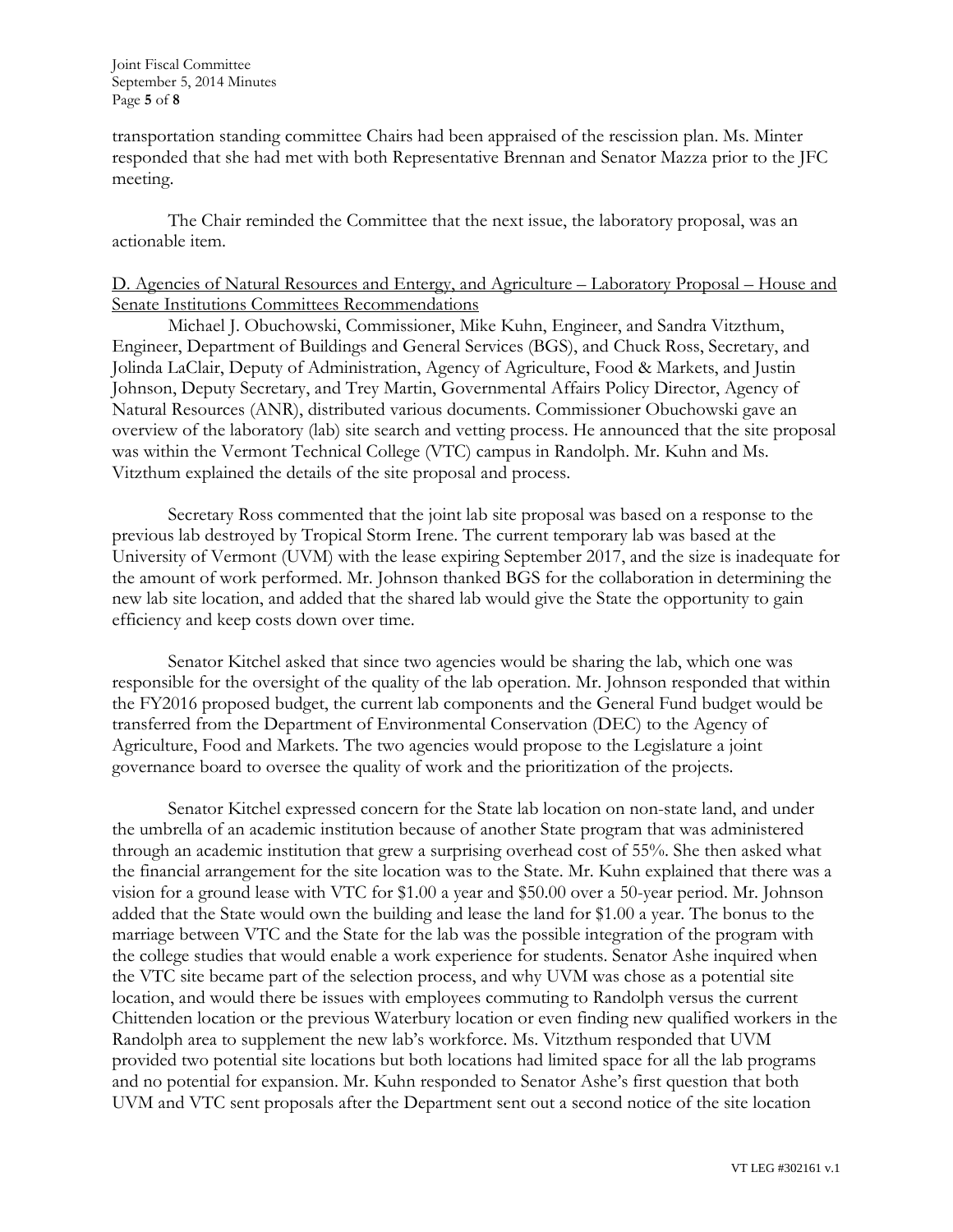transportation standing committee Chairs had been appraised of the rescission plan. Ms. Minter responded that she had met with both Representative Brennan and Senator Mazza prior to the JFC meeting.

The Chair reminded the Committee that the next issue, the laboratory proposal, was an actionable item.

D. Agencies of Natural Resources and Entergy, and Agriculture – Laboratory Proposal – House and Senate Institutions Committees Recommendations

Michael J. Obuchowski, Commissioner, Mike Kuhn, Engineer, and Sandra Vitzthum, Engineer, Department of Buildings and General Services (BGS), and Chuck Ross, Secretary, and Jolinda LaClair, Deputy of Administration, Agency of Agriculture, Food & Markets, and Justin Johnson, Deputy Secretary, and Trey Martin, Governmental Affairs Policy Director, Agency of Natural Resources (ANR), distributed various documents. Commissioner Obuchowski gave an overview of the laboratory (lab) site search and vetting process. He announced that the site proposal was within the Vermont Technical College (VTC) campus in Randolph. Mr. Kuhn and Ms. Vitzthum explained the details of the site proposal and process.

Secretary Ross commented that the joint lab site proposal was based on a response to the previous lab destroyed by Tropical Storm Irene. The current temporary lab was based at the University of Vermont (UVM) with the lease expiring September 2017, and the size is inadequate for the amount of work performed. Mr. Johnson thanked BGS for the collaboration in determining the new lab site location, and added that the shared lab would give the State the opportunity to gain efficiency and keep costs down over time.

Senator Kitchel asked that since two agencies would be sharing the lab, which one was responsible for the oversight of the quality of the lab operation. Mr. Johnson responded that within the FY2016 proposed budget, the current lab components and the General Fund budget would be transferred from the Department of Environmental Conservation (DEC) to the Agency of Agriculture, Food and Markets. The two agencies would propose to the Legislature a joint governance board to oversee the quality of work and the prioritization of the projects.

Senator Kitchel expressed concern for the State lab location on non-state land, and under the umbrella of an academic institution because of another State program that was administered through an academic institution that grew a surprising overhead cost of 55%. She then asked what the financial arrangement for the site location was to the State. Mr. Kuhn explained that there was a vision for a ground lease with VTC for $1.00 a year and $50.00 over a 50-year period. Mr. Johnson added that the State would own the building and lease the land for $1.00 a year. The bonus to the marriage between VTC and the State for the lab was the possible integration of the program with the college studies that would enable a work experience for students. Senator Ashe inquired when the VTC site became part of the selection process, and why UVM was chose as a potential site location, and would there be issues with employees commuting to Randolph versus the current Chittenden location or the previous Waterbury location or even finding new qualified workers in the Randolph area to supplement the new lab's workforce. Ms. Vitzthum responded that UVM provided two potential site locations but both locations had limited space for all the lab programs and no potential for expansion. Mr. Kuhn responded to Senator Ashe's first question that both UVM and VTC sent proposals after the Department sent out a second notice of the site location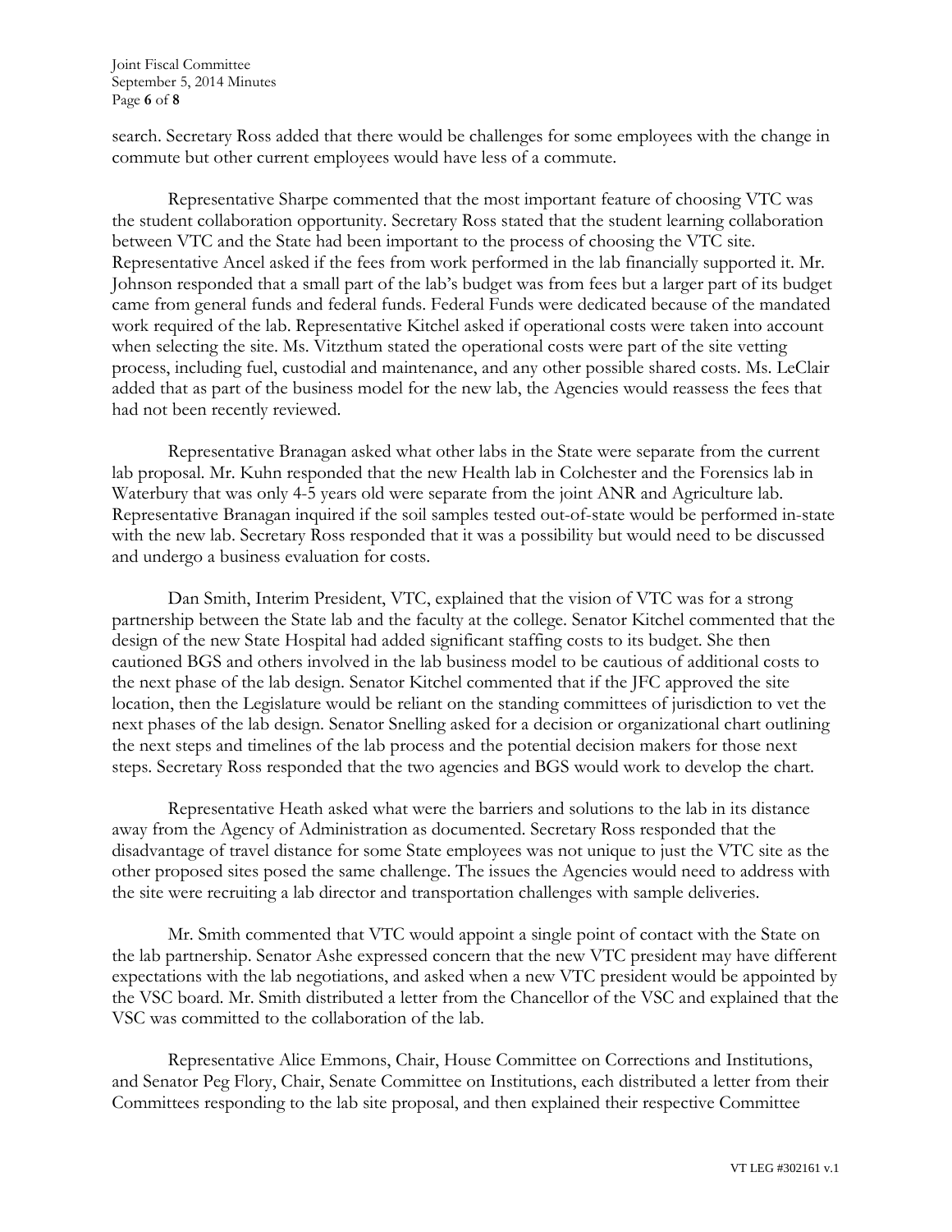search. Secretary Ross added that there would be challenges for some employees with the change in commute but other current employees would have less of a commute.

Representative Sharpe commented that the most important feature of choosing VTC was the student collaboration opportunity. Secretary Ross stated that the student learning collaboration between VTC and the State had been important to the process of choosing the VTC site. Representative Ancel asked if the fees from work performed in the lab financially supported it. Mr. Johnson responded that a small part of the lab's budget was from fees but a larger part of its budget came from general funds and federal funds. Federal Funds were dedicated because of the mandated work required of the lab. Representative Kitchel asked if operational costs were taken into account when selecting the site. Ms. Vitzthum stated the operational costs were part of the site vetting process, including fuel, custodial and maintenance, and any other possible shared costs. Ms. LeClair added that as part of the business model for the new lab, the Agencies would reassess the fees that had not been recently reviewed.

Representative Branagan asked what other labs in the State were separate from the current lab proposal. Mr. Kuhn responded that the new Health lab in Colchester and the Forensics lab in Waterbury that was only 4-5 years old were separate from the joint ANR and Agriculture lab. Representative Branagan inquired if the soil samples tested out-of-state would be performed in-state with the new lab. Secretary Ross responded that it was a possibility but would need to be discussed and undergo a business evaluation for costs.

Dan Smith, Interim President, VTC, explained that the vision of VTC was for a strong partnership between the State lab and the faculty at the college. Senator Kitchel commented that the design of the new State Hospital had added significant staffing costs to its budget. She then cautioned BGS and others involved in the lab business model to be cautious of additional costs to the next phase of the lab design. Senator Kitchel commented that if the JFC approved the site location, then the Legislature would be reliant on the standing committees of jurisdiction to vet the next phases of the lab design. Senator Snelling asked for a decision or organizational chart outlining the next steps and timelines of the lab process and the potential decision makers for those next steps. Secretary Ross responded that the two agencies and BGS would work to develop the chart.

Representative Heath asked what were the barriers and solutions to the lab in its distance away from the Agency of Administration as documented. Secretary Ross responded that the disadvantage of travel distance for some State employees was not unique to just the VTC site as the other proposed sites posed the same challenge. The issues the Agencies would need to address with the site were recruiting a lab director and transportation challenges with sample deliveries.

Mr. Smith commented that VTC would appoint a single point of contact with the State on the lab partnership. Senator Ashe expressed concern that the new VTC president may have different expectations with the lab negotiations, and asked when a new VTC president would be appointed by the VSC board. Mr. Smith distributed a letter from the Chancellor of the VSC and explained that the VSC was committed to the collaboration of the lab.

Representative Alice Emmons, Chair, House Committee on Corrections and Institutions, and Senator Peg Flory, Chair, Senate Committee on Institutions, each distributed a letter from their Committees responding to the lab site proposal, and then explained their respective Committee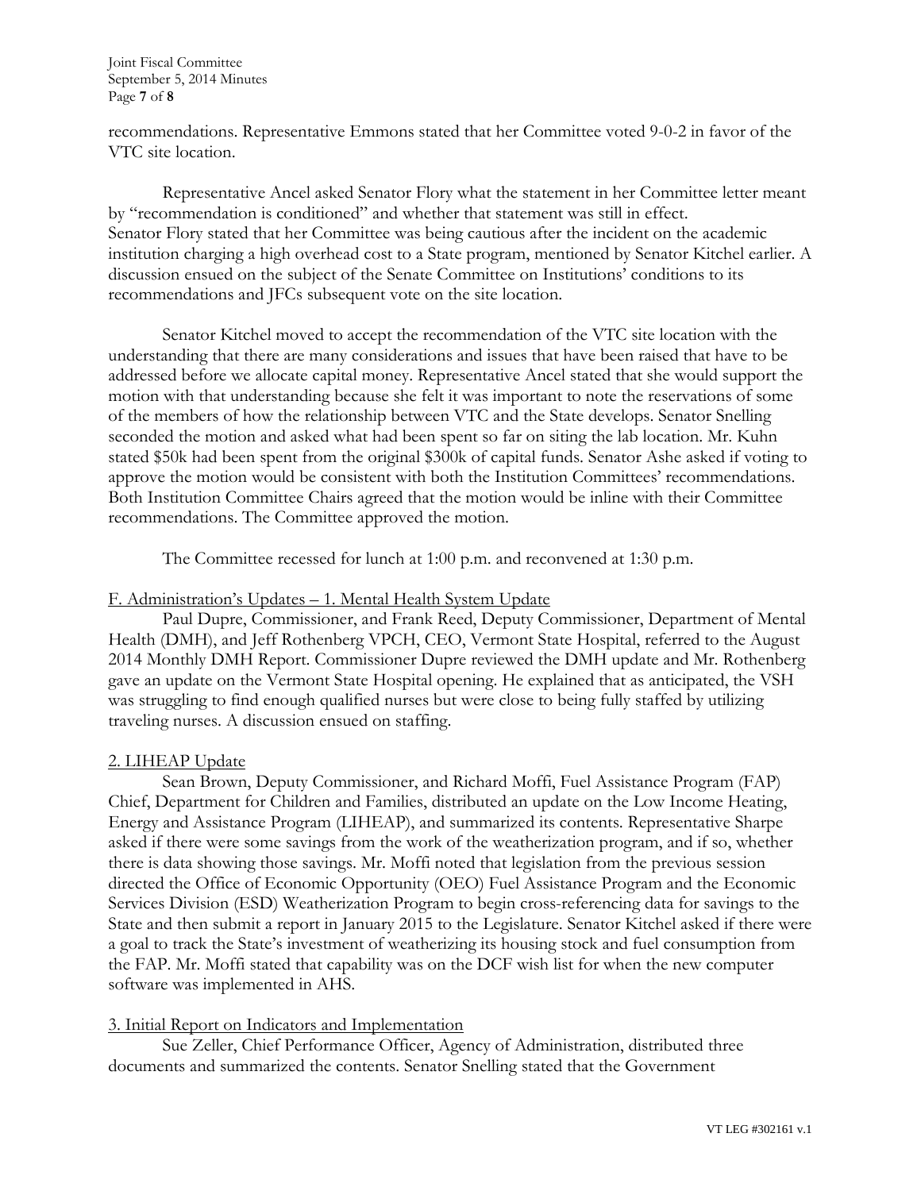recommendations. Representative Emmons stated that her Committee voted 9-0-2 in favor of the VTC site location.

Representative Ancel asked Senator Flory what the statement in her Committee letter meant by "recommendation is conditioned" and whether that statement was still in effect. Senator Flory stated that her Committee was being cautious after the incident on the academic institution charging a high overhead cost to a State program, mentioned by Senator Kitchel earlier. A discussion ensued on the subject of the Senate Committee on Institutions' conditions to its recommendations and JFCs subsequent vote on the site location.

Senator Kitchel moved to accept the recommendation of the VTC site location with the understanding that there are many considerations and issues that have been raised that have to be addressed before we allocate capital money. Representative Ancel stated that she would support the motion with that understanding because she felt it was important to note the reservations of some of the members of how the relationship between VTC and the State develops. Senator Snelling seconded the motion and asked what had been spent so far on siting the lab location. Mr. Kuhn stated $50k had been spent from the original $300k of capital funds. Senator Ashe asked if voting to approve the motion would be consistent with both the Institution Committees' recommendations. Both Institution Committee Chairs agreed that the motion would be inline with their Committee recommendations. The Committee approved the motion.

The Committee recessed for lunch at 1:00 p.m. and reconvened at 1:30 p.m.

<u>F. Administration's Updates – 1. Mental Health System Update</u>

Paul Dupre, Commissioner, and Frank Reed, Deputy Commissioner, Department of Mental Health (DMH), and Jeff Rothenberg VPCH, CEO, Vermont State Hospital, referred to the August 2014 Monthly DMH Report. Commissioner Dupre reviewed the DMH update and Mr. Rothenberg gave an update on the Vermont State Hospital opening. He explained that as anticipated, the VSH was struggling to find enough qualified nurses but were close to being fully staffed by utilizing traveling nurses. A discussion ensued on staffing.

<u>2. LIHEAP Update</u>

Sean Brown, Deputy Commissioner, and Richard Moffi, Fuel Assistance Program (FAP) Chief, Department for Children and Families, distributed an update on the Low Income Heating, Energy and Assistance Program (LIHEAP), and summarized its contents. Representative Sharpe asked if there were some savings from the work of the weatherization program, and if so, whether there is data showing those savings. Mr. Moffi noted that legislation from the previous session directed the Office of Economic Opportunity (OEO) Fuel Assistance Program and the Economic Services Division (ESD) Weatherization Program to begin cross-referencing data for savings to the State and then submit a report in January 2015 to the Legislature. Senator Kitchel asked if there were a goal to track the State's investment of weatherizing its housing stock and fuel consumption from the FAP. Mr. Moffi stated that capability was on the DCF wish list for when the new computer software was implemented in AHS.

<u>3. Initial Report on Indicators and Implementation</u>

Sue Zeller, Chief Performance Officer, Agency of Administration, distributed three documents and summarized the contents. Senator Snelling stated that the Government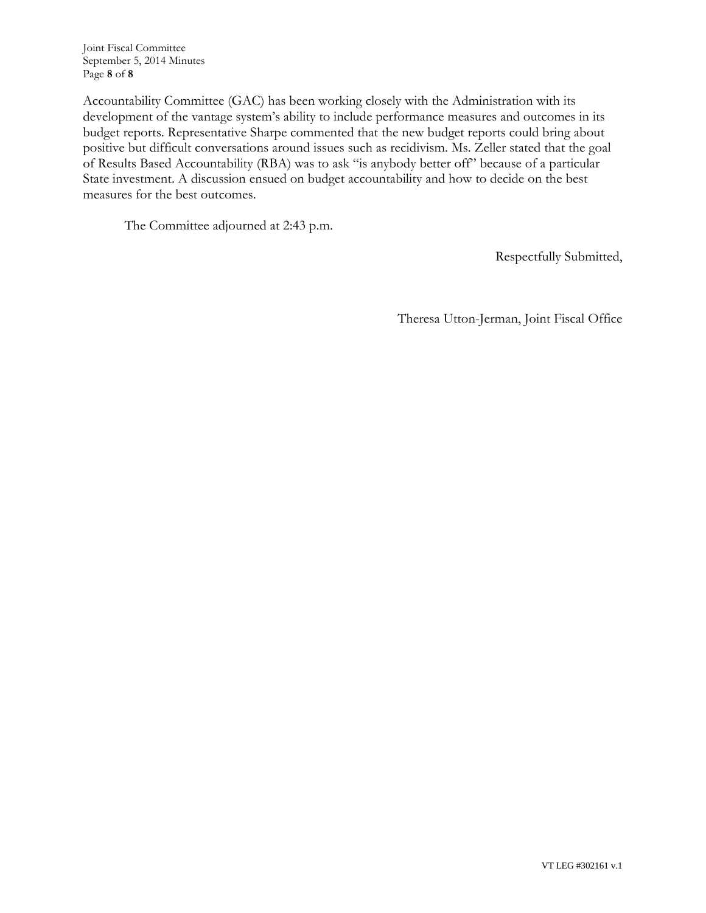Accountability Committee (GAC) has been working closely with the Administration with its development of the vantage system's ability to include performance measures and outcomes in its budget reports. Representative Sharpe commented that the new budget reports could bring about positive but difficult conversations around issues such as recidivism. Ms. Zeller stated that the goal of Results Based Accountability (RBA) was to ask "is anybody better off" because of a particular State investment. A discussion ensued on budget accountability and how to decide on the best measures for the best outcomes.

The Committee adjourned at 2:43 p.m.

Respectfully Submitted,

Theresa Utton-Jerman, Joint Fiscal Office

VT LEG #302161 v.1